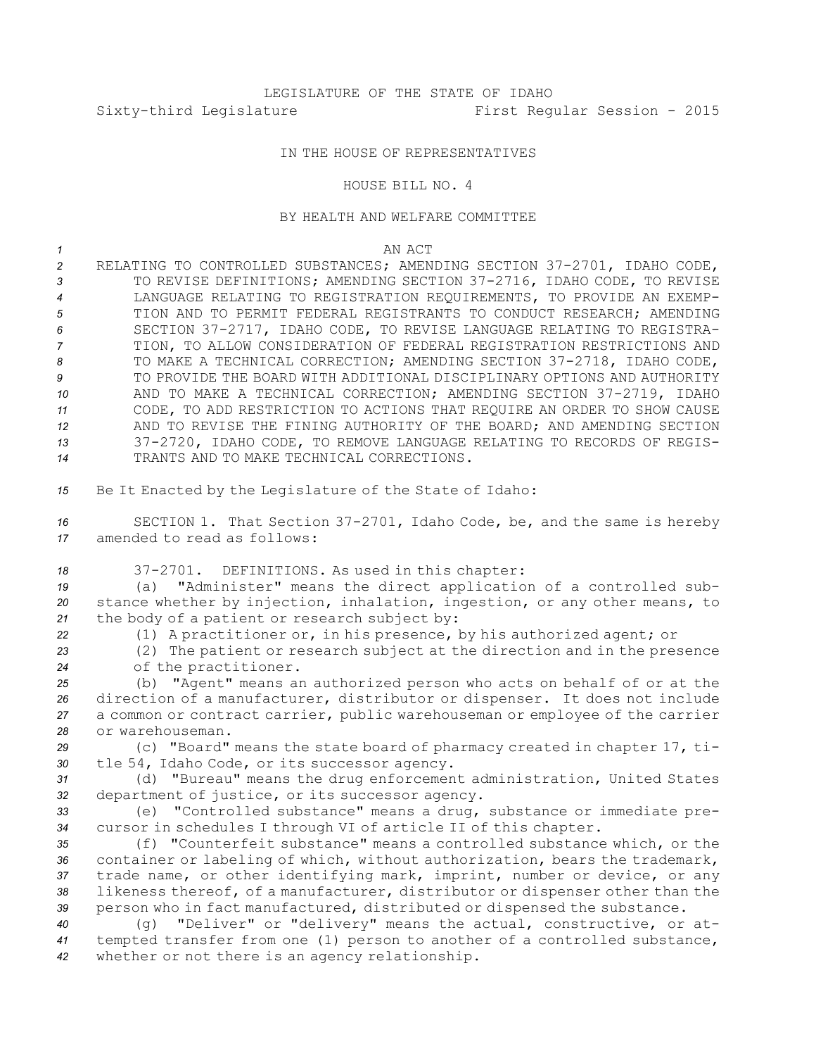LEGISLATURE OF THE STATE OF IDAHO
Sixty-third Legislature First Regular Session - 2015

IN THE HOUSE OF REPRESENTATIVES

HOUSE BILL NO. 4

BY HEALTH AND WELFARE COMMITTEE

AN ACT

RELATING TO CONTROLLED SUBSTANCES; AMENDING SECTION 37-2701, IDAHO CODE, TO REVISE DEFINITIONS; AMENDING SECTION 37-2716, IDAHO CODE, TO REVISE LANGUAGE RELATING TO REGISTRATION REQUIREMENTS, TO PROVIDE AN EXEMPTION AND TO PERMIT FEDERAL REGISTRANTS TO CONDUCT RESEARCH; AMENDING SECTION 37-2717, IDAHO CODE, TO REVISE LANGUAGE RELATING TO REGISTRATION, TO ALLOW CONSIDERATION OF FEDERAL REGISTRATION RESTRICTIONS AND TO MAKE A TECHNICAL CORRECTION; AMENDING SECTION 37-2718, IDAHO CODE, TO PROVIDE THE BOARD WITH ADDITIONAL DISCIPLINARY OPTIONS AND AUTHORITY AND TO MAKE A TECHNICAL CORRECTION; AMENDING SECTION 37-2719, IDAHO CODE, TO ADD RESTRICTION TO ACTIONS THAT REQUIRE AN ORDER TO SHOW CAUSE AND TO REVISE THE FINING AUTHORITY OF THE BOARD; AND AMENDING SECTION 37-2720, IDAHO CODE, TO REMOVE LANGUAGE RELATING TO RECORDS OF REGISTRANTS AND TO MAKE TECHNICAL CORRECTIONS.

Be It Enacted by the Legislature of the State of Idaho:

SECTION 1. That Section 37-2701, Idaho Code, be, and the same is hereby amended to read as follows:

37-2701. DEFINITIONS. As used in this chapter:

(a) "Administer" means the direct application of a controlled substance whether by injection, inhalation, ingestion, or any other means, to the body of a patient or research subject by:

(1) A practitioner or, in his presence, by his authorized agent; or

(2) The patient or research subject at the direction and in the presence of the practitioner.

(b) "Agent" means an authorized person who acts on behalf of or at the direction of a manufacturer, distributor or dispenser. It does not include a common or contract carrier, public warehouseman or employee of the carrier or warehouseman.

(c) "Board" means the state board of pharmacy created in chapter 17, title 54, Idaho Code, or its successor agency.

(d) "Bureau" means the drug enforcement administration, United States department of justice, or its successor agency.

(e) "Controlled substance" means a drug, substance or immediate precursor in schedules I through VI of article II of this chapter.

(f) "Counterfeit substance" means a controlled substance which, or the container or labeling of which, without authorization, bears the trademark, trade name, or other identifying mark, imprint, number or device, or any likeness thereof, of a manufacturer, distributor or dispenser other than the person who in fact manufactured, distributed or dispensed the substance.

(g) "Deliver" or "delivery" means the actual, constructive, or attempted transfer from one (1) person to another of a controlled substance, whether or not there is an agency relationship.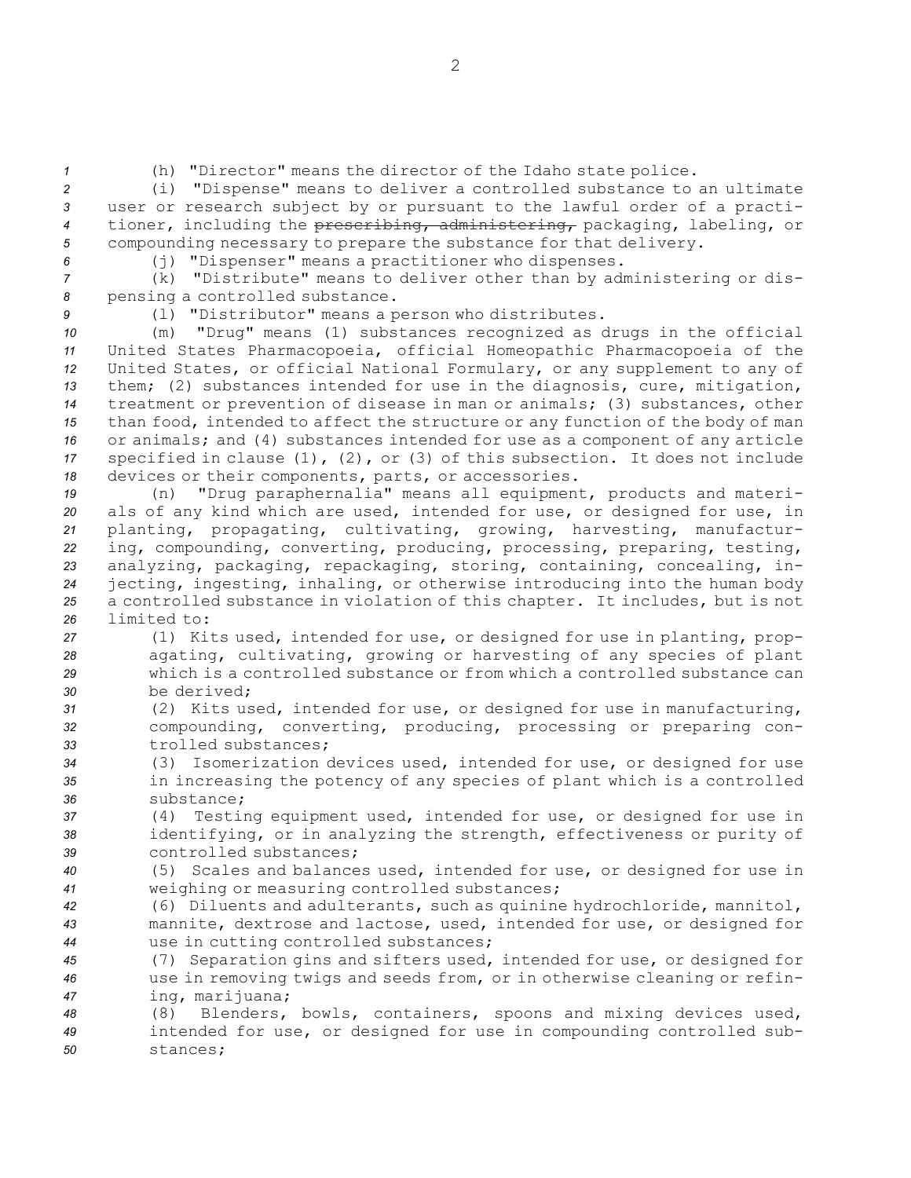(h) "Director" means the director of the Idaho state police.

(i) "Dispense" means to deliver a controlled substance to an ultimate user or research subject by or pursuant to the lawful order of a practitioner, including the ~~prescribing, administering,~~ packaging, labeling, or compounding necessary to prepare the substance for that delivery.

(j) "Dispenser" means a practitioner who dispenses.

(k) "Distribute" means to deliver other than by administering or dispensing a controlled substance.

(l) "Distributor" means a person who distributes.

(m) "Drug" means (1) substances recognized as drugs in the official United States Pharmacopoeia, official Homeopathic Pharmacopoeia of the United States, or official National Formulary, or any supplement to any of them; (2) substances intended for use in the diagnosis, cure, mitigation, treatment or prevention of disease in man or animals; (3) substances, other than food, intended to affect the structure or any function of the body of man or animals; and (4) substances intended for use as a component of any article specified in clause (1), (2), or (3) of this subsection. It does not include devices or their components, parts, or accessories.

(n) "Drug paraphernalia" means all equipment, products and materials of any kind which are used, intended for use, or designed for use, in planting, propagating, cultivating, growing, harvesting, manufacturing, compounding, converting, producing, processing, preparing, testing, analyzing, packaging, repackaging, storing, containing, concealing, injecting, ingesting, inhaling, or otherwise introducing into the human body a controlled substance in violation of this chapter. It includes, but is not limited to:

(1) Kits used, intended for use, or designed for use in planting, propagating, cultivating, growing or harvesting of any species of plant which is a controlled substance or from which a controlled substance can be derived;

(2) Kits used, intended for use, or designed for use in manufacturing, compounding, converting, producing, processing or preparing controlled substances;

(3) Isomerization devices used, intended for use, or designed for use in increasing the potency of any species of plant which is a controlled substance;

(4) Testing equipment used, intended for use, or designed for use in identifying, or in analyzing the strength, effectiveness or purity of controlled substances;

(5) Scales and balances used, intended for use, or designed for use in weighing or measuring controlled substances;

(6) Diluents and adulterants, such as quinine hydrochloride, mannitol, mannite, dextrose and lactose, used, intended for use, or designed for use in cutting controlled substances;

(7) Separation gins and sifters used, intended for use, or designed for use in removing twigs and seeds from, or in otherwise cleaning or refining, marijuana;

(8) Blenders, bowls, containers, spoons and mixing devices used, intended for use, or designed for use in compounding controlled substances;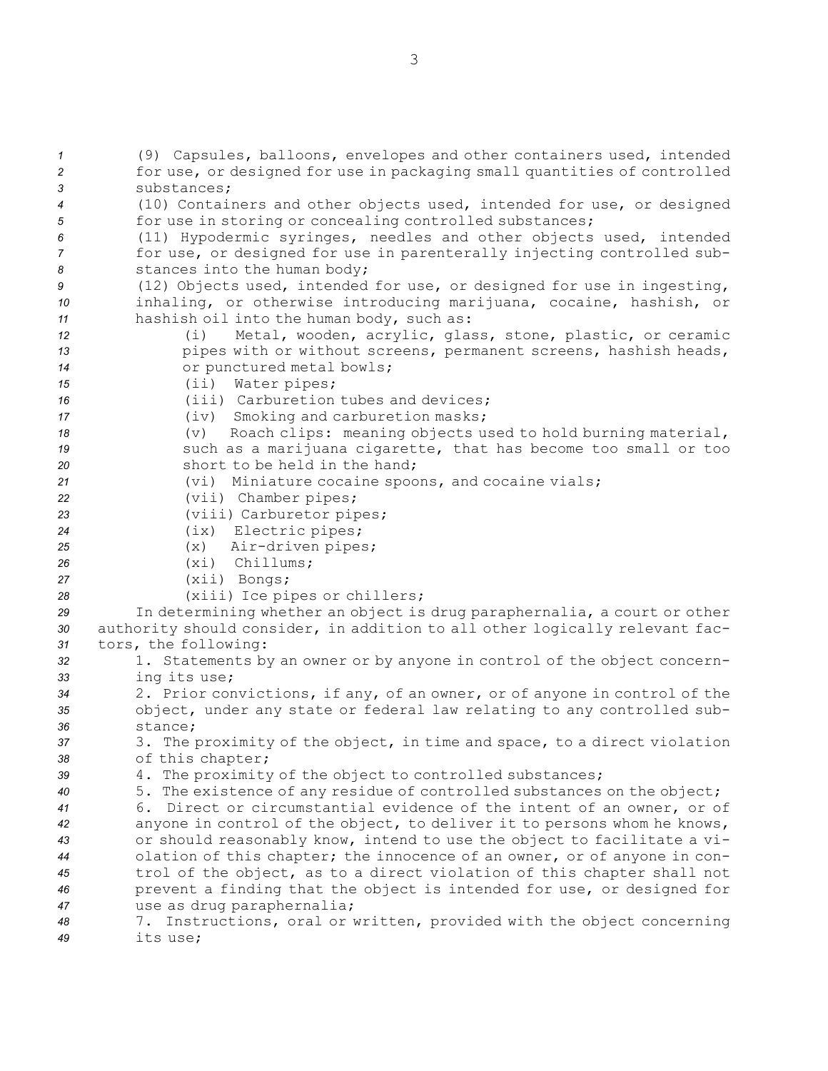(9) Capsules, balloons, envelopes and other containers used, intended for use, or designed for use in packaging small quantities of controlled substances;

(10) Containers and other objects used, intended for use, or designed for use in storing or concealing controlled substances;

(11) Hypodermic syringes, needles and other objects used, intended for use, or designed for use in parenterally injecting controlled substances into the human body;

(12) Objects used, intended for use, or designed for use in ingesting, inhaling, or otherwise introducing marijuana, cocaine, hashish, or hashish oil into the human body, such as:

(i) Metal, wooden, acrylic, glass, stone, plastic, or ceramic pipes with or without screens, permanent screens, hashish heads, or punctured metal bowls;

(ii) Water pipes;

(iii) Carburetion tubes and devices;

(iv) Smoking and carburetion masks;

(v) Roach clips: meaning objects used to hold burning material, such as a marijuana cigarette, that has become too small or too short to be held in the hand;

(vi) Miniature cocaine spoons, and cocaine vials;

(vii) Chamber pipes;

(viii) Carburetor pipes;

(ix) Electric pipes;

(x) Air-driven pipes;

(xi) Chillums;

(xii) Bongs;

(xiii) Ice pipes or chillers;

In determining whether an object is drug paraphernalia, a court or other authority should consider, in addition to all other logically relevant factors, the following:

1. Statements by an owner or by anyone in control of the object concerning its use;

2. Prior convictions, if any, of an owner, or of anyone in control of the object, under any state or federal law relating to any controlled substance;

3. The proximity of the object, in time and space, to a direct violation of this chapter;

4. The proximity of the object to controlled substances;

5. The existence of any residue of controlled substances on the object;

6. Direct or circumstantial evidence of the intent of an owner, or of anyone in control of the object, to deliver it to persons whom he knows, or should reasonably know, intend to use the object to facilitate a violation of this chapter; the innocence of an owner, or of anyone in control of the object, as to a direct violation of this chapter shall not prevent a finding that the object is intended for use, or designed for use as drug paraphernalia;

7. Instructions, oral or written, provided with the object concerning its use;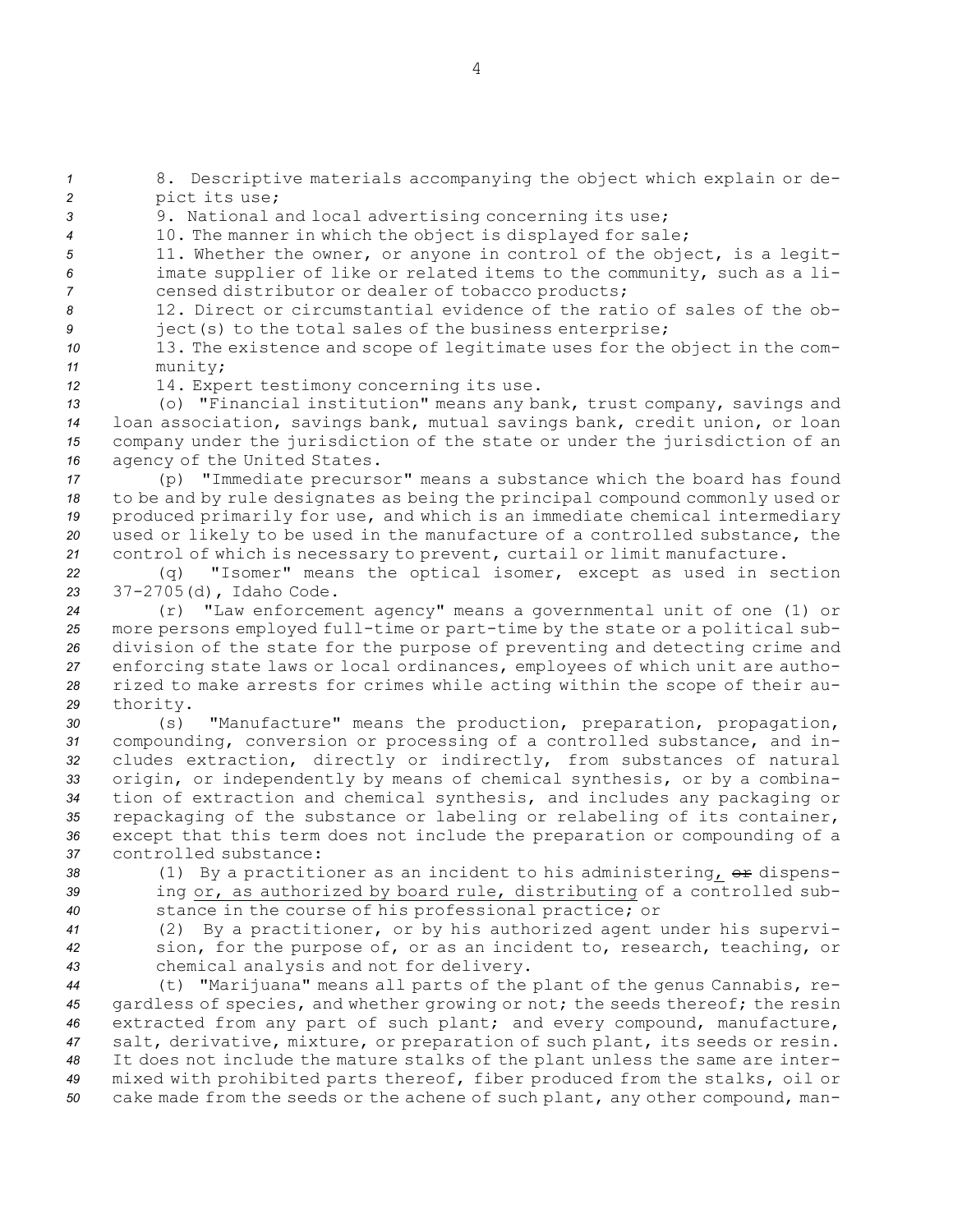8. Descriptive materials accompanying the object which explain or depict its use;

9. National and local advertising concerning its use;

10. The manner in which the object is displayed for sale;

11. Whether the owner, or anyone in control of the object, is a legitimate supplier of like or related items to the community, such as a licensed distributor or dealer of tobacco products;

12. Direct or circumstantial evidence of the ratio of sales of the object(s) to the total sales of the business enterprise;

13. The existence and scope of legitimate uses for the object in the community;

14. Expert testimony concerning its use.

(o) "Financial institution" means any bank, trust company, savings and loan association, savings bank, mutual savings bank, credit union, or loan company under the jurisdiction of the state or under the jurisdiction of an agency of the United States.

(p) "Immediate precursor" means a substance which the board has found to be and by rule designates as being the principal compound commonly used or produced primarily for use, and which is an immediate chemical intermediary used or likely to be used in the manufacture of a controlled substance, the control of which is necessary to prevent, curtail or limit manufacture.

(q) "Isomer" means the optical isomer, except as used in section 37-2705(d), Idaho Code.

(r) "Law enforcement agency" means a governmental unit of one (1) or more persons employed full-time or part-time by the state or a political subdivision of the state for the purpose of preventing and detecting crime and enforcing state laws or local ordinances, employees of which unit are authorized to make arrests for crimes while acting within the scope of their authority.

(s) "Manufacture" means the production, preparation, propagation, compounding, conversion or processing of a controlled substance, and includes extraction, directly or indirectly, from substances of natural origin, or independently by means of chemical synthesis, or by a combination of extraction and chemical synthesis, and includes any packaging or repackaging of the substance or labeling or relabeling of its container, except that this term does not include the preparation or compounding of a controlled substance:

(1) By a practitioner as an incident to his administering, ~~or~~ dispensing or, as authorized by board rule, distributing of a controlled substance in the course of his professional practice; or

(2) By a practitioner, or by his authorized agent under his supervision, for the purpose of, or as an incident to, research, teaching, or chemical analysis and not for delivery.

(t) "Marijuana" means all parts of the plant of the genus Cannabis, regardless of species, and whether growing or not; the seeds thereof; the resin extracted from any part of such plant; and every compound, manufacture, salt, derivative, mixture, or preparation of such plant, its seeds or resin. It does not include the mature stalks of the plant unless the same are intermixed with prohibited parts thereof, fiber produced from the stalks, oil or cake made from the seeds or the achene of such plant, any other compound, man-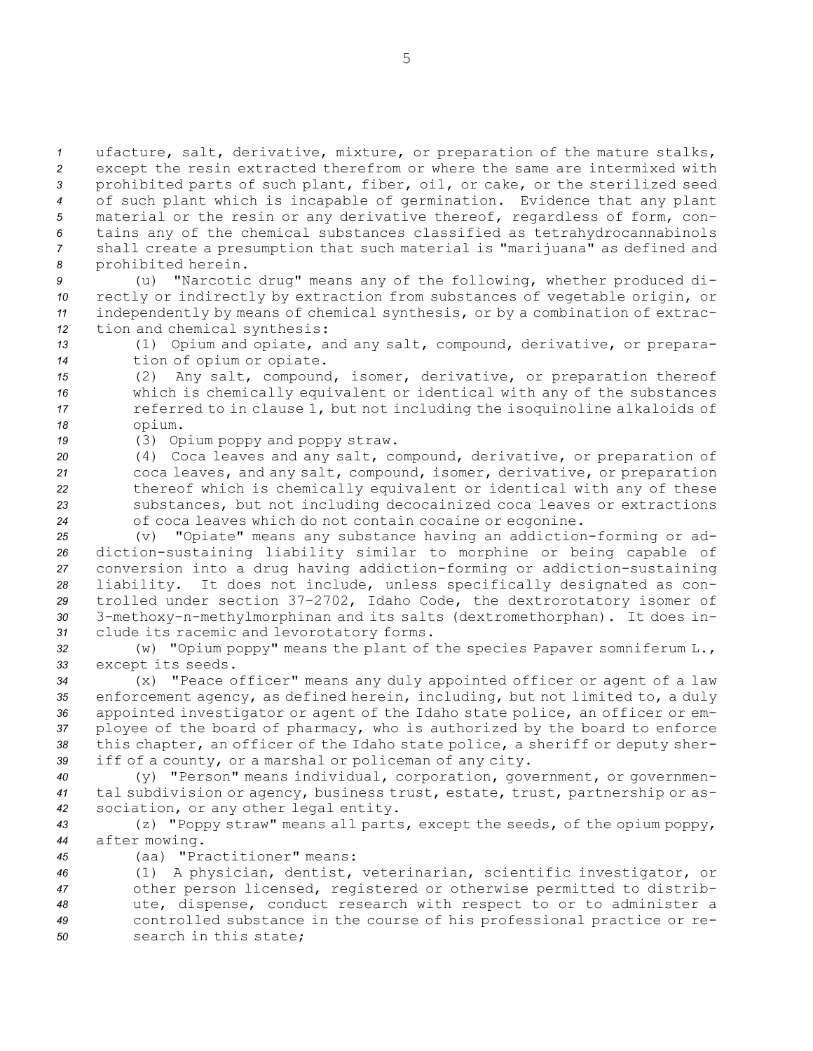ufacture, salt, derivative, mixture, or preparation of the mature stalks, except the resin extracted therefrom or where the same are intermixed with prohibited parts of such plant, fiber, oil, or cake, or the sterilized seed of such plant which is incapable of germination. Evidence that any plant material or the resin or any derivative thereof, regardless of form, contains any of the chemical substances classified as tetrahydrocannabinols shall create a presumption that such material is "marijuana" as defined and prohibited herein.

(u) "Narcotic drug" means any of the following, whether produced directly or indirectly by extraction from substances of vegetable origin, or independently by means of chemical synthesis, or by a combination of extraction and chemical synthesis:

(1) Opium and opiate, and any salt, compound, derivative, or preparation of opium or opiate.

(2) Any salt, compound, isomer, derivative, or preparation thereof which is chemically equivalent or identical with any of the substances referred to in clause 1, but not including the isoquinoline alkaloids of opium.

(3) Opium poppy and poppy straw.

(4) Coca leaves and any salt, compound, derivative, or preparation of coca leaves, and any salt, compound, isomer, derivative, or preparation thereof which is chemically equivalent or identical with any of these substances, but not including decocainized coca leaves or extractions of coca leaves which do not contain cocaine or ecgonine.

(v) "Opiate" means any substance having an addiction-forming or addiction-sustaining liability similar to morphine or being capable of conversion into a drug having addiction-forming or addiction-sustaining liability. It does not include, unless specifically designated as controlled under section 37-2702, Idaho Code, the dextrorotatory isomer of 3-methoxy-n-methylmorphinan and its salts (dextromethorphan). It does include its racemic and levorotatory forms.

(w) "Opium poppy" means the plant of the species Papaver somniferum L., except its seeds.

(x) "Peace officer" means any duly appointed officer or agent of a law enforcement agency, as defined herein, including, but not limited to, a duly appointed investigator or agent of the Idaho state police, an officer or employee of the board of pharmacy, who is authorized by the board to enforce this chapter, an officer of the Idaho state police, a sheriff or deputy sheriff of a county, or a marshal or policeman of any city.

(y) "Person" means individual, corporation, government, or governmental subdivision or agency, business trust, estate, trust, partnership or association, or any other legal entity.

(z) "Poppy straw" means all parts, except the seeds, of the opium poppy, after mowing.

(aa) "Practitioner" means:

(1) A physician, dentist, veterinarian, scientific investigator, or other person licensed, registered or otherwise permitted to distribute, dispense, conduct research with respect to or to administer a controlled substance in the course of his professional practice or research in this state;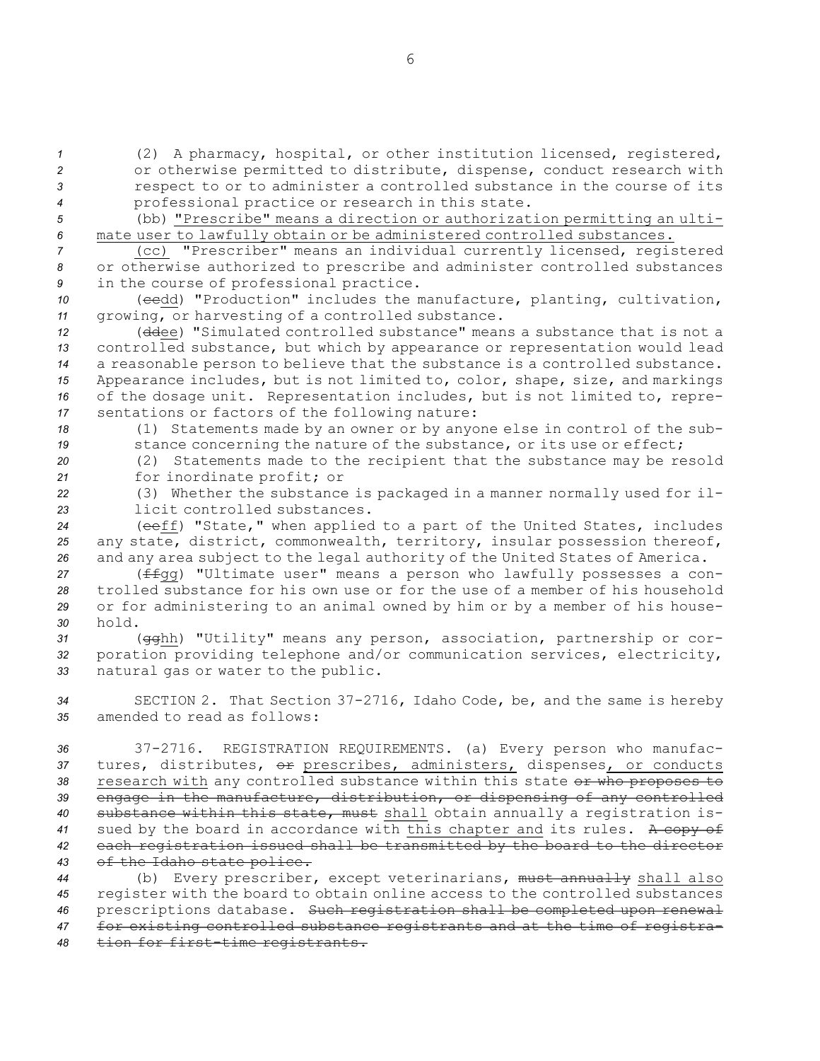(2) A pharmacy, hospital, or other institution licensed, registered, or otherwise permitted to distribute, dispense, conduct research with respect to or to administer a controlled substance in the course of its professional practice or research in this state.

(bb) "Prescribe" means a direction or authorization permitting an ultimate user to lawfully obtain or be administered controlled substances.

(cc) "Prescriber" means an individual currently licensed, registered or otherwise authorized to prescribe and administer controlled substances in the course of professional practice.

(~~cc~~dd) "Production" includes the manufacture, planting, cultivation, growing, or harvesting of a controlled substance.

(~~dd~~ee) "Simulated controlled substance" means a substance that is not a controlled substance, but which by appearance or representation would lead a reasonable person to believe that the substance is a controlled substance. Appearance includes, but is not limited to, color, shape, size, and markings of the dosage unit. Representation includes, but is not limited to, representations or factors of the following nature:

(1) Statements made by an owner or by anyone else in control of the substance concerning the nature of the substance, or its use or effect;

(2) Statements made to the recipient that the substance may be resold for inordinate profit; or

(3) Whether the substance is packaged in a manner normally used for illicit controlled substances.

(~~ee~~ff) "State," when applied to a part of the United States, includes any state, district, commonwealth, territory, insular possession thereof, and any area subject to the legal authority of the United States of America.

(~~ff~~gg) "Ultimate user" means a person who lawfully possesses a controlled substance for his own use or for the use of a member of his household or for administering to an animal owned by him or by a member of his household.

(~~gg~~hh) "Utility" means any person, association, partnership or corporation providing telephone and/or communication services, electricity, natural gas or water to the public.

SECTION 2. That Section 37-2716, Idaho Code, be, and the same is hereby amended to read as follows:

37-2716. REGISTRATION REQUIREMENTS. (a) Every person who manufactures, distributes, ~~or~~ prescribes, administers, dispenses, or conducts research with any controlled substance within this state ~~or who proposes to engage in the manufacture, distribution, or dispensing of any controlled substance within this state, must~~ shall obtain annually a registration issued by the board in accordance with this chapter and its rules. ~~A copy of each registration issued shall be transmitted by the board to the director of the Idaho state police.~~

(b) Every prescriber, except veterinarians, ~~must annually~~ shall also register with the board to obtain online access to the controlled substances prescriptions database. ~~Such registration shall be completed upon renewal for existing controlled substance registrants and at the time of registration for first-time registrants.~~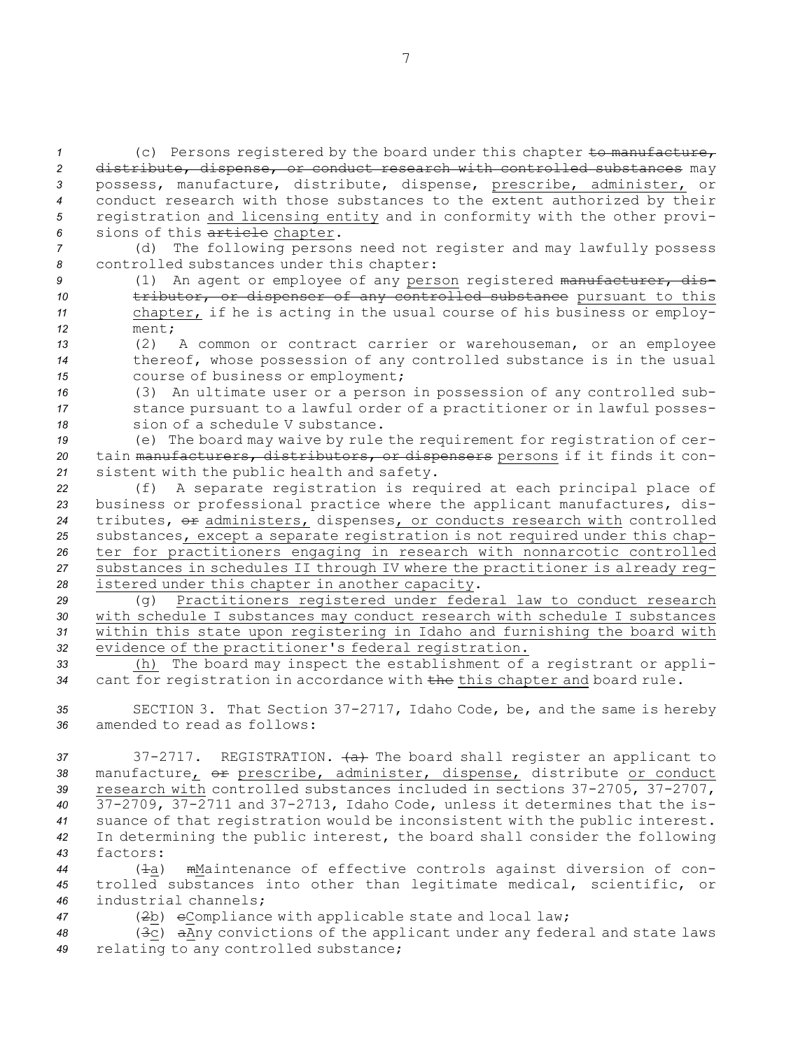(c) Persons registered by the board under this chapter ~~to manufacture, distribute, dispense, or conduct research with controlled substances~~ may possess, manufacture, distribute, dispense, prescribe, administer, or conduct research with those substances to the extent authorized by their registration and licensing entity and in conformity with the other provisions of this ~~article~~ chapter.

(d) The following persons need not register and may lawfully possess controlled substances under this chapter:

(1) An agent or employee of any person registered ~~manufacturer, distributor, or dispenser of any controlled substance~~ pursuant to this chapter, if he is acting in the usual course of his business or employment;

(2) A common or contract carrier or warehouseman, or an employee thereof, whose possession of any controlled substance is in the usual course of business or employment;

(3) An ultimate user or a person in possession of any controlled substance pursuant to a lawful order of a practitioner or in lawful possession of a schedule V substance.

(e) The board may waive by rule the requirement for registration of certain ~~manufacturers, distributors, or dispensers~~ persons if it finds it consistent with the public health and safety.

(f) A separate registration is required at each principal place of business or professional practice where the applicant manufactures, distributes, ~~or~~ administers, dispenses, or conducts research with controlled substances, except a separate registration is not required under this chapter for practitioners engaging in research with nonnarcotic controlled substances in schedules II through IV where the practitioner is already registered under this chapter in another capacity.

(g) Practitioners registered under federal law to conduct research with schedule I substances may conduct research with schedule I substances within this state upon registering in Idaho and furnishing the board with evidence of the practitioner's federal registration.

(h) The board may inspect the establishment of a registrant or applicant for registration in accordance with ~~the~~ this chapter and board rule.

SECTION 3. That Section 37-2717, Idaho Code, be, and the same is hereby amended to read as follows:

37-2717. REGISTRATION. ~~(a)~~ The board shall register an applicant to manufacture, ~~or~~ prescribe, administer, dispense, distribute or conduct research with controlled substances included in sections 37-2705, 37-2707, 37-2709, 37-2711 and 37-2713, Idaho Code, unless it determines that the issuance of that registration would be inconsistent with the public interest. In determining the public interest, the board shall consider the following factors:

(~~1~~a) ~~m~~Maintenance of effective controls against diversion of controlled substances into other than legitimate medical, scientific, or industrial channels;

(~~2~~b) ~~c~~Compliance with applicable state and local law;

(~~3~~c) ~~a~~Any convictions of the applicant under any federal and state laws relating to any controlled substance;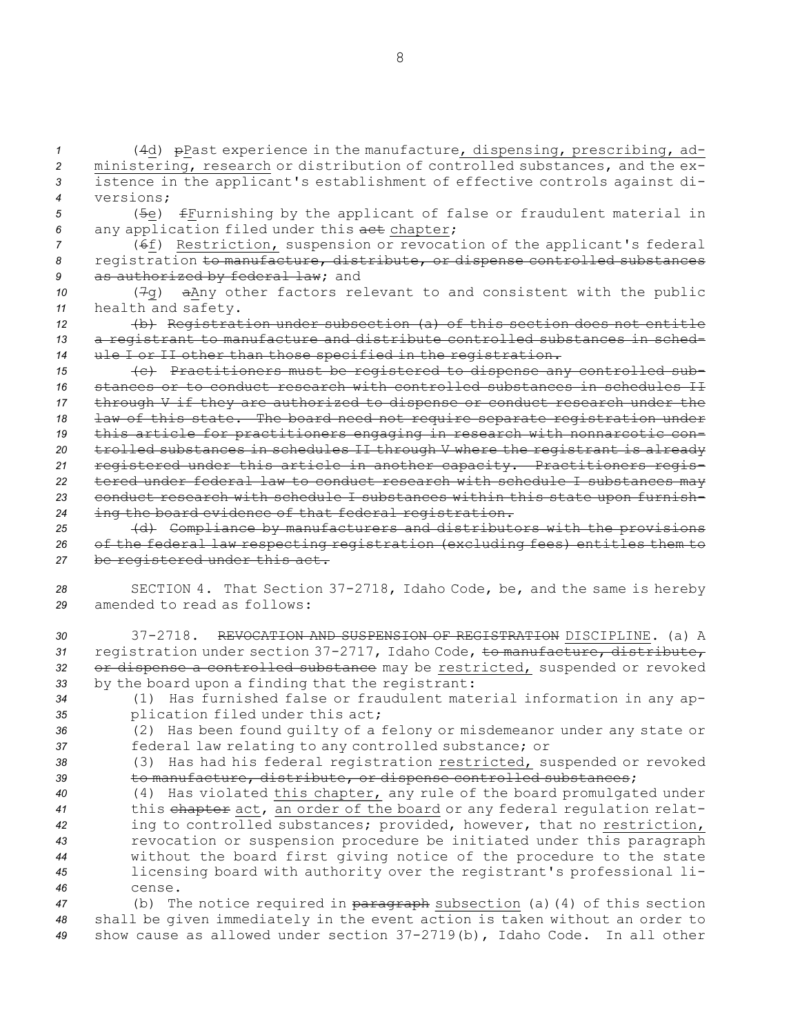(~~4~~d) ~~p~~Past experience in the manufacture, dispensing, prescribing, administering, research or distribution of controlled substances, and the existence in the applicant's establishment of effective controls against diversions;

(~~5~~e) ~~f~~Furnishing by the applicant of false or fraudulent material in any application filed under this ~~act~~ chapter;

(~~6~~f) Restriction, suspension or revocation of the applicant's federal registration ~~to manufacture, distribute, or dispense controlled substances as authorized by federal law~~; and

(~~7~~g) ~~a~~Any other factors relevant to and consistent with the public health and safety.

~~(b) Registration under subsection (a) of this section does not entitle a registrant to manufacture and distribute controlled substances in schedule I or II other than those specified in the registration.~~

~~(c) Practitioners must be registered to dispense any controlled substances or to conduct research with controlled substances in schedules II through V if they are authorized to dispense or conduct research under the law of this state. The board need not require separate registration under this article for practitioners engaging in research with nonnarcotic controlled substances in schedules II through V where the registrant is already registered under this article in another capacity. Practitioners registered under federal law to conduct research with schedule I substances may conduct research with schedule I substances within this state upon furnishing the board evidence of that federal registration.~~

~~(d) Compliance by manufacturers and distributors with the provisions of the federal law respecting registration (excluding fees) entitles them to be registered under this act.~~

SECTION 4. That Section 37-2718, Idaho Code, be, and the same is hereby amended to read as follows:

37-2718. ~~REVOCATION AND SUSPENSION OF REGISTRATION~~ DISCIPLINE. (a) A registration under section 37-2717, Idaho Code, ~~to manufacture, distribute, or dispense a controlled substance~~ may be restricted, suspended or revoked by the board upon a finding that the registrant:

(1) Has furnished false or fraudulent material information in any application filed under this act;

(2) Has been found guilty of a felony or misdemeanor under any state or federal law relating to any controlled substance; or

(3) Has had his federal registration restricted, suspended or revoked ~~to manufacture, distribute, or dispense controlled substances~~;

(4) Has violated this chapter, any rule of the board promulgated under this ~~chapter~~ act, an order of the board or any federal regulation relating to controlled substances; provided, however, that no restriction, revocation or suspension procedure be initiated under this paragraph without the board first giving notice of the procedure to the state licensing board with authority over the registrant's professional license.

(b) The notice required in ~~paragraph~~ subsection (a)(4) of this section shall be given immediately in the event action is taken without an order to show cause as allowed under section 37-2719(b), Idaho Code. In all other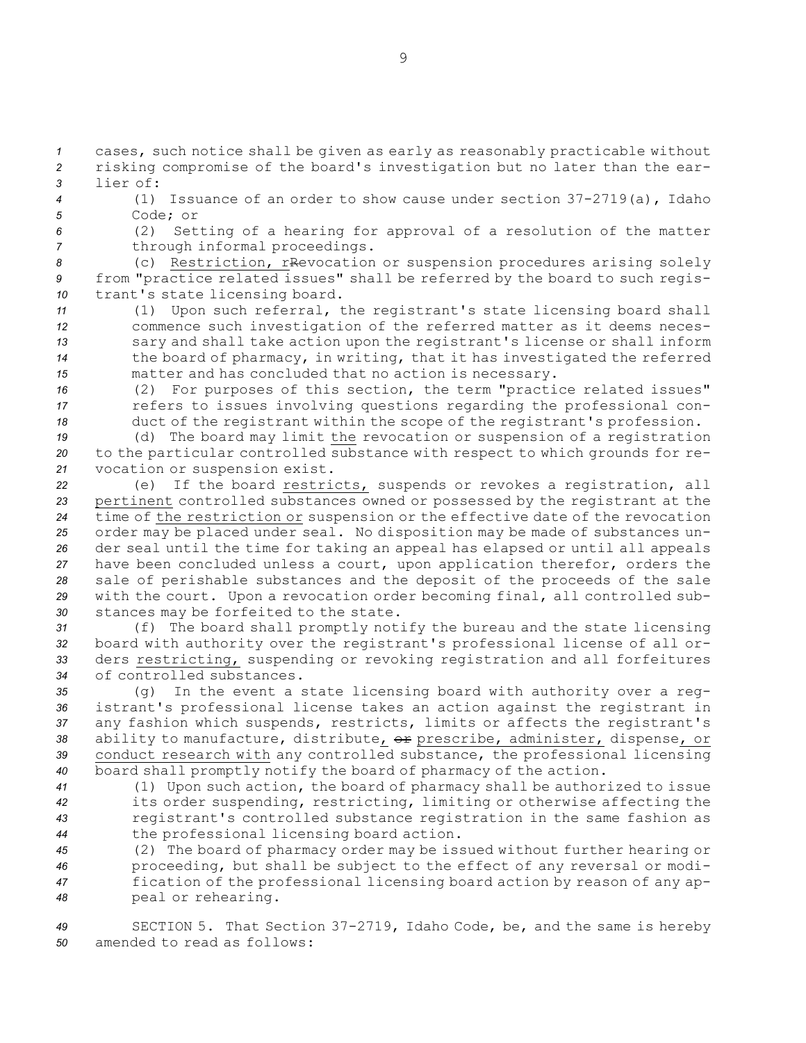cases, such notice shall be given as early as reasonably practicable without risking compromise of the board's investigation but no later than the earlier of:

(1) Issuance of an order to show cause under section 37-2719(a), Idaho Code; or

(2) Setting of a hearing for approval of a resolution of the matter through informal proceedings.

(c) Restriction, rRevocation or suspension procedures arising solely from "practice related issues" shall be referred by the board to such registrant's state licensing board.

(1) Upon such referral, the registrant's state licensing board shall commence such investigation of the referred matter as it deems necessary and shall take action upon the registrant's license or shall inform the board of pharmacy, in writing, that it has investigated the referred matter and has concluded that no action is necessary.

(2) For purposes of this section, the term "practice related issues" refers to issues involving questions regarding the professional conduct of the registrant within the scope of the registrant's profession.

(d) The board may limit the revocation or suspension of a registration to the particular controlled substance with respect to which grounds for revocation or suspension exist.

(e) If the board restricts, suspends or revokes a registration, all pertinent controlled substances owned or possessed by the registrant at the time of the restriction or suspension or the effective date of the revocation order may be placed under seal. No disposition may be made of substances under seal until the time for taking an appeal has elapsed or until all appeals have been concluded unless a court, upon application therefor, orders the sale of perishable substances and the deposit of the proceeds of the sale with the court. Upon a revocation order becoming final, all controlled substances may be forfeited to the state.

(f) The board shall promptly notify the bureau and the state licensing board with authority over the registrant's professional license of all orders restricting, suspending or revoking registration and all forfeitures of controlled substances.

(g) In the event a state licensing board with authority over a registrant's professional license takes an action against the registrant in any fashion which suspends, restricts, limits or affects the registrant's ability to manufacture, distribute, ~~or~~ prescribe, administer, dispense, or conduct research with any controlled substance, the professional licensing board shall promptly notify the board of pharmacy of the action.

(1) Upon such action, the board of pharmacy shall be authorized to issue its order suspending, restricting, limiting or otherwise affecting the registrant's controlled substance registration in the same fashion as the professional licensing board action.

(2) The board of pharmacy order may be issued without further hearing or proceeding, but shall be subject to the effect of any reversal or modification of the professional licensing board action by reason of any appeal or rehearing.

SECTION 5. That Section 37-2719, Idaho Code, be, and the same is hereby amended to read as follows: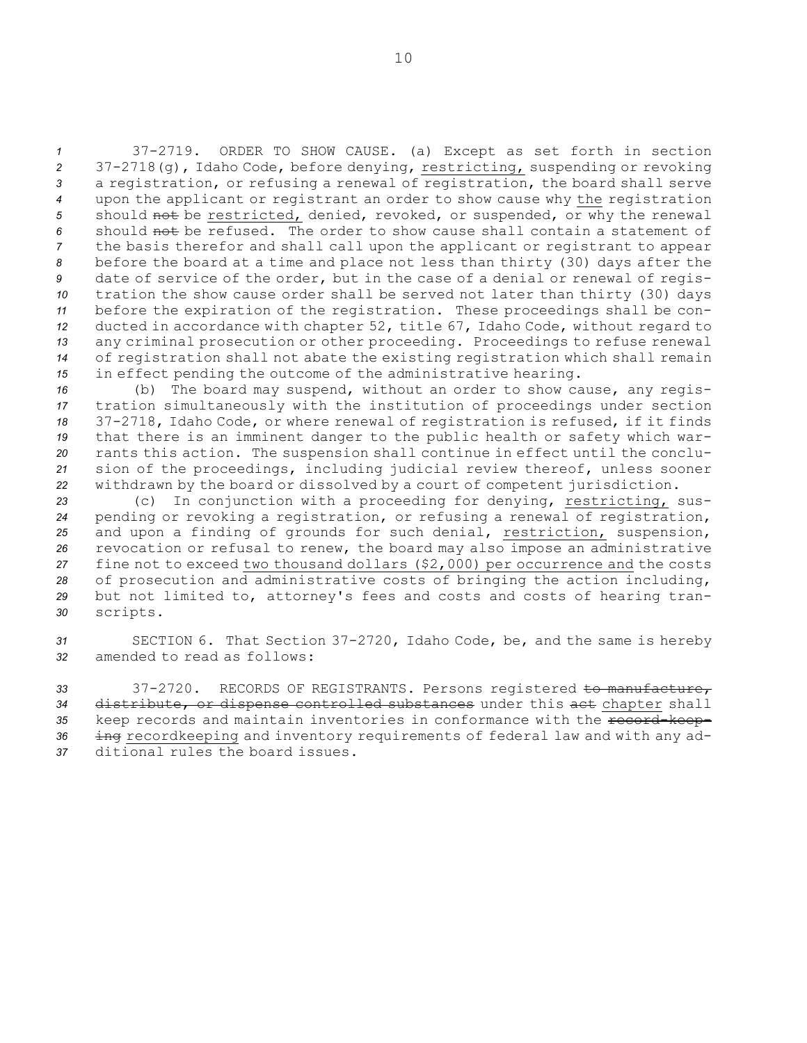37-2719. ORDER TO SHOW CAUSE. (a) Except as set forth in section 37-2718(g), Idaho Code, before denying, restricting, suspending or revoking a registration, or refusing a renewal of registration, the board shall serve upon the applicant or registrant an order to show cause why the registration should ~~not~~ be restricted, denied, revoked, or suspended, or why the renewal should ~~not~~ be refused. The order to show cause shall contain a statement of the basis therefor and shall call upon the applicant or registrant to appear before the board at a time and place not less than thirty (30) days after the date of service of the order, but in the case of a denial or renewal of registration the show cause order shall be served not later than thirty (30) days before the expiration of the registration. These proceedings shall be conducted in accordance with chapter 52, title 67, Idaho Code, without regard to any criminal prosecution or other proceeding. Proceedings to refuse renewal of registration shall not abate the existing registration which shall remain in effect pending the outcome of the administrative hearing.

(b) The board may suspend, without an order to show cause, any registration simultaneously with the institution of proceedings under section 37-2718, Idaho Code, or where renewal of registration is refused, if it finds that there is an imminent danger to the public health or safety which warrants this action. The suspension shall continue in effect until the conclusion of the proceedings, including judicial review thereof, unless sooner withdrawn by the board or dissolved by a court of competent jurisdiction.

(c) In conjunction with a proceeding for denying, restricting, suspending or revoking a registration, or refusing a renewal of registration, and upon a finding of grounds for such denial, restriction, suspension, revocation or refusal to renew, the board may also impose an administrative fine not to exceed two thousand dollars ($2,000) per occurrence and the costs of prosecution and administrative costs of bringing the action including, but not limited to, attorney's fees and costs and costs of hearing transcripts.

SECTION 6. That Section 37-2720, Idaho Code, be, and the same is hereby amended to read as follows:

37-2720. RECORDS OF REGISTRANTS. Persons registered ~~to manufacture, distribute, or dispense controlled substances~~ under this ~~act~~ chapter shall keep records and maintain inventories in conformance with the ~~record-keeping~~ recordkeeping and inventory requirements of federal law and with any additional rules the board issues.